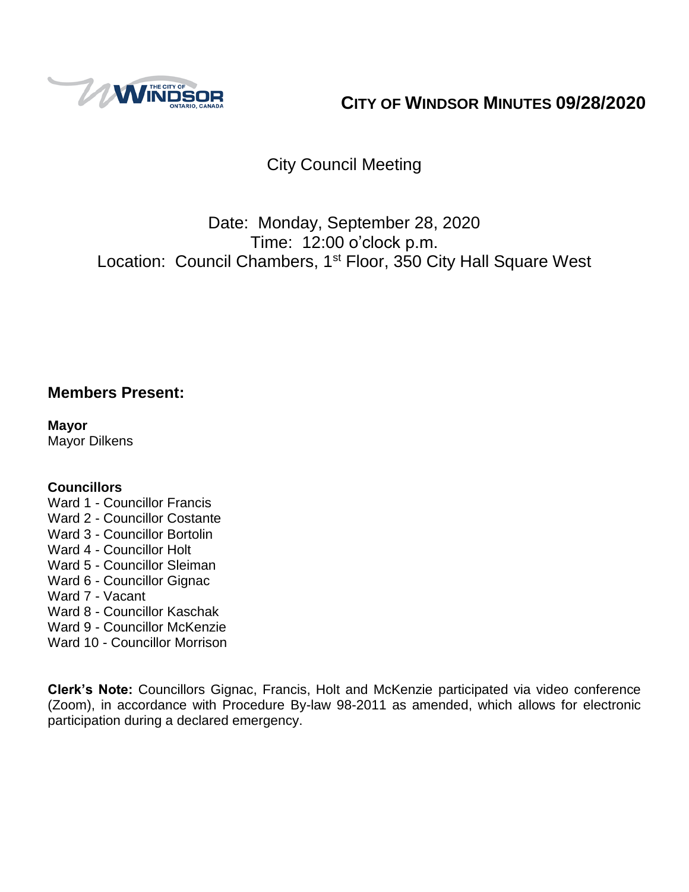# CITY OF WINDSOR MINUTES 09/28/2020

City Council Meeting

Date: Monday, September 28, 2020
Time: 12:00 o'clock p.m.
Location: Council Chambers, 1st Floor, 350 City Hall Square West

## Members Present:

**Mayor**
Mayor Dilkens

**Councillors**
Ward 1 - Councillor Francis
Ward 2 - Councillor Costante
Ward 3 - Councillor Bortolin
Ward 4 - Councillor Holt
Ward 5 - Councillor Sleiman
Ward 6 - Councillor Gignac
Ward 7 - Vacant
Ward 8 - Councillor Kaschak
Ward 9 - Councillor McKenzie
Ward 10 - Councillor Morrison

**Clerk's Note:** Councillors Gignac, Francis, Holt and McKenzie participated via video conference (Zoom), in accordance with Procedure By-law 98-2011 as amended, which allows for electronic participation during a declared emergency.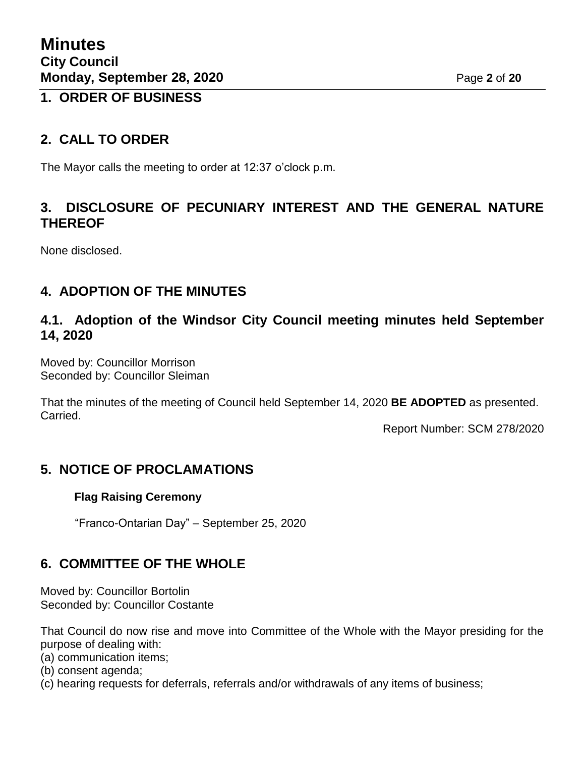## 1. ORDER OF BUSINESS

## 2. CALL TO ORDER

The Mayor calls the meeting to order at 12:37 o'clock p.m.

## 3. DISCLOSURE OF PECUNIARY INTEREST AND THE GENERAL NATURE THEREOF

None disclosed.

## 4. ADOPTION OF THE MINUTES

### 4.1. Adoption of the Windsor City Council meeting minutes held September 14, 2020

Moved by: Councillor Morrison
Seconded by: Councillor Sleiman

That the minutes of the meeting of Council held September 14, 2020 **BE ADOPTED** as presented.
Carried.

Report Number: SCM 278/2020

## 5. NOTICE OF PROCLAMATIONS

**Flag Raising Ceremony**

"Franco-Ontarian Day" – September 25, 2020

## 6. COMMITTEE OF THE WHOLE

Moved by: Councillor Bortolin
Seconded by: Councillor Costante

That Council do now rise and move into Committee of the Whole with the Mayor presiding for the purpose of dealing with:
(a) communication items;
(b) consent agenda;
(c) hearing requests for deferrals, referrals and/or withdrawals of any items of business;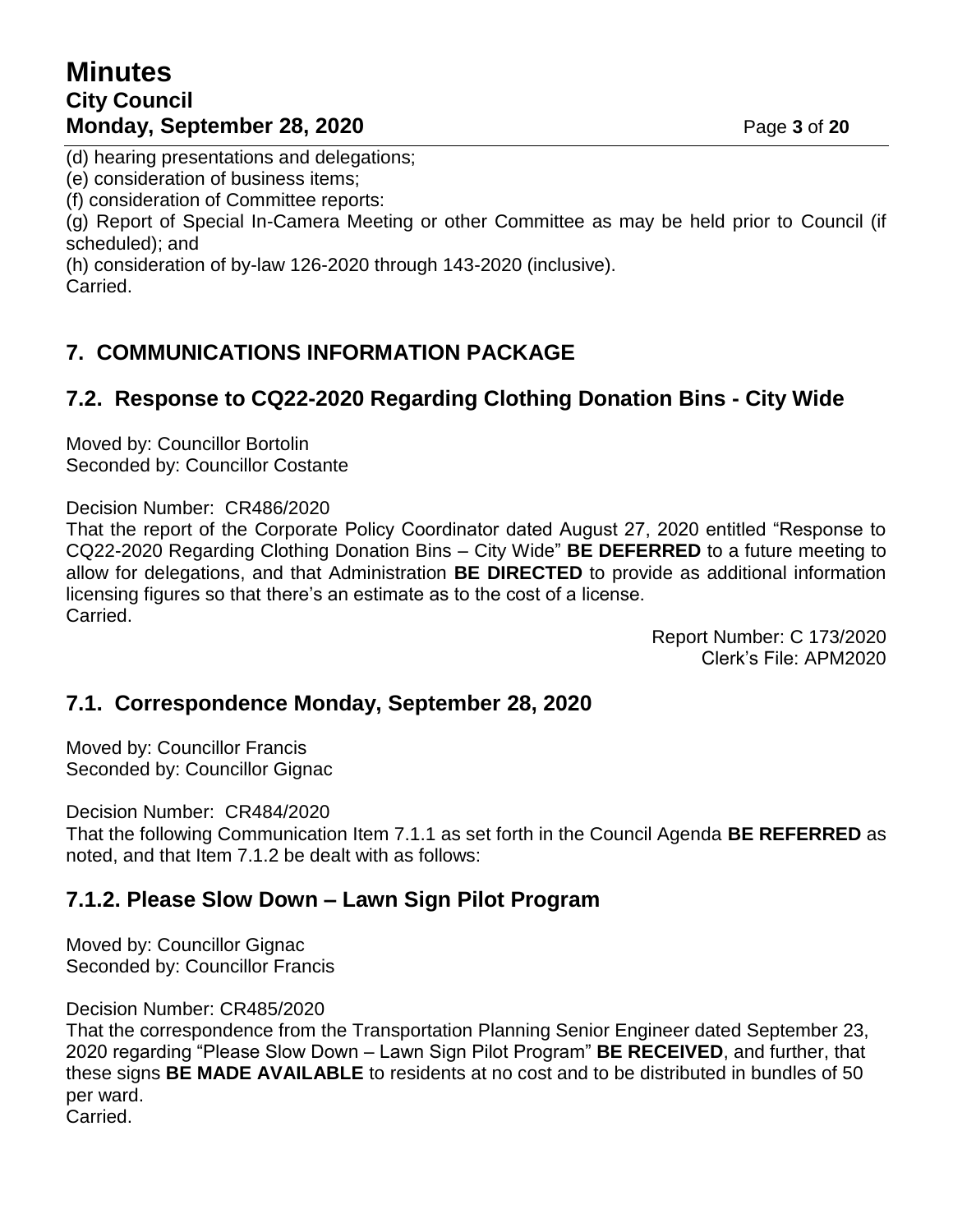(d) hearing presentations and delegations;
(e) consideration of business items;
(f) consideration of Committee reports:
(g) Report of Special In-Camera Meeting or other Committee as may be held prior to Council (if scheduled); and
(h) consideration of by-law 126-2020 through 143-2020 (inclusive).
Carried.

## 7. COMMUNICATIONS INFORMATION PACKAGE

## 7.2. Response to CQ22-2020 Regarding Clothing Donation Bins - City Wide

Moved by: Councillor Bortolin
Seconded by: Councillor Costante

Decision Number: CR486/2020
That the report of the Corporate Policy Coordinator dated August 27, 2020 entitled "Response to CQ22-2020 Regarding Clothing Donation Bins – City Wide" **BE DEFERRED** to a future meeting to allow for delegations, and that Administration **BE DIRECTED** to provide as additional information licensing figures so that there's an estimate as to the cost of a license.
Carried.

Report Number: C 173/2020
Clerk's File: APM2020

## 7.1. Correspondence Monday, September 28, 2020

Moved by: Councillor Francis
Seconded by: Councillor Gignac

Decision Number: CR484/2020
That the following Communication Item 7.1.1 as set forth in the Council Agenda **BE REFERRED** as noted, and that Item 7.1.2 be dealt with as follows:

## 7.1.2. Please Slow Down – Lawn Sign Pilot Program

Moved by: Councillor Gignac
Seconded by: Councillor Francis

Decision Number: CR485/2020
That the correspondence from the Transportation Planning Senior Engineer dated September 23, 2020 regarding "Please Slow Down – Lawn Sign Pilot Program" **BE RECEIVED**, and further, that these signs **BE MADE AVAILABLE** to residents at no cost and to be distributed in bundles of 50 per ward.
Carried.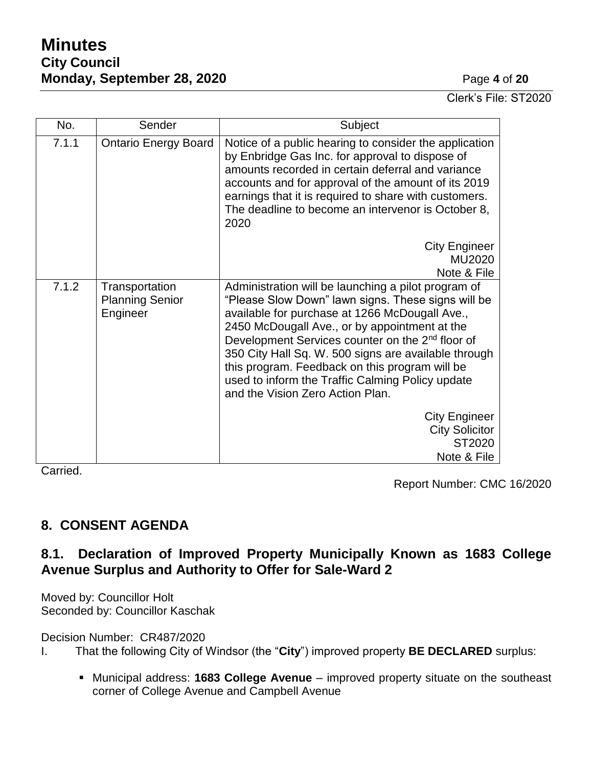Clerk's File: ST2020

| No. | Sender | Subject |
|---|---|---|
| 7.1.1 | Ontario Energy Board | Notice of a public hearing to consider the application by Enbridge Gas Inc. for approval to dispose of amounts recorded in certain deferral and variance accounts and for approval of the amount of its 2019 earnings that it is required to share with customers. The deadline to become an intervenor is October 8, 2020<br><br>City Engineer<br>MU2020<br>Note & File |
| 7.1.2 | Transportation Planning Senior Engineer | Administration will be launching a pilot program of "Please Slow Down" lawn signs. These signs will be available for purchase at 1266 McDougall Ave., 2450 McDougall Ave., or by appointment at the Development Services counter on the 2nd floor of 350 City Hall Sq. W. 500 signs are available through this program. Feedback on this program will be used to inform the Traffic Calming Policy update and the Vision Zero Action Plan.<br><br>City Engineer<br>City Solicitor<br>ST2020<br>Note & File |

Carried.

Report Number: CMC 16/2020

## 8. CONSENT AGENDA

### 8.1. Declaration of Improved Property Municipally Known as 1683 College Avenue Surplus and Authority to Offer for Sale-Ward 2

Moved by: Councillor Holt
Seconded by: Councillor Kaschak

Decision Number: CR487/2020

I. That the following City of Windsor (the "**City**") improved property **BE DECLARED** surplus:

- Municipal address: **1683 College Avenue** – improved property situate on the southeast corner of College Avenue and Campbell Avenue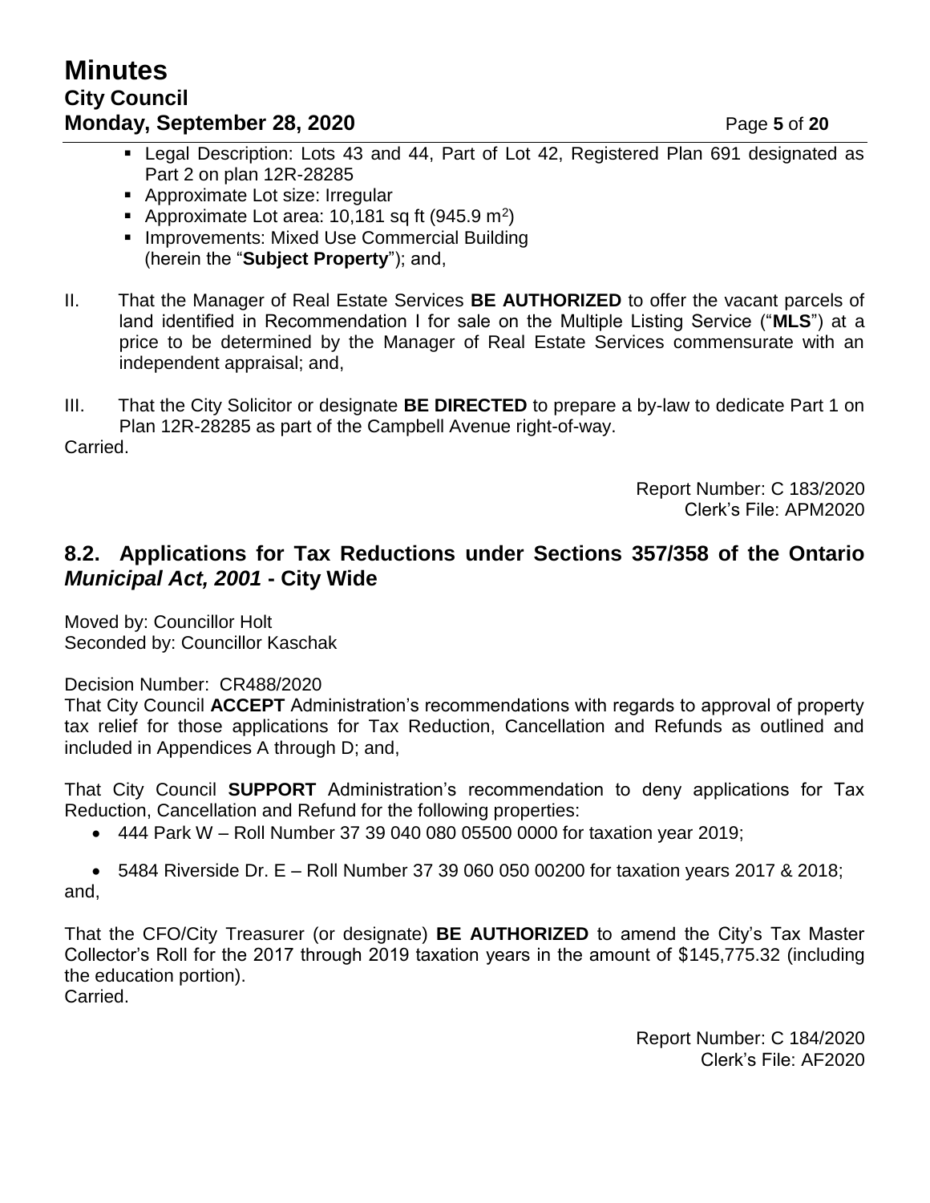- Legal Description: Lots 43 and 44, Part of Lot 42, Registered Plan 691 designated as Part 2 on plan 12R-28285
- Approximate Lot size: Irregular
- Approximate Lot area: 10,181 sq ft (945.9 $m^2$)
- Improvements: Mixed Use Commercial Building (herein the "**Subject Property**"); and,

II. That the Manager of Real Estate Services **BE AUTHORIZED** to offer the vacant parcels of land identified in Recommendation I for sale on the Multiple Listing Service ("**MLS**") at a price to be determined by the Manager of Real Estate Services commensurate with an independent appraisal; and,

III. That the City Solicitor or designate **BE DIRECTED** to prepare a by-law to dedicate Part 1 on Plan 12R-28285 as part of the Campbell Avenue right-of-way.

Carried.

Report Number: C 183/2020
Clerk's File: APM2020

## 8.2. Applications for Tax Reductions under Sections 357/358 of the Ontario *Municipal Act, 2001* - City Wide

Moved by: Councillor Holt
Seconded by: Councillor Kaschak

Decision Number: CR488/2020
That City Council **ACCEPT** Administration's recommendations with regards to approval of property tax relief for those applications for Tax Reduction, Cancellation and Refunds as outlined and included in Appendices A through D; and,

That City Council **SUPPORT** Administration's recommendation to deny applications for Tax Reduction, Cancellation and Refund for the following properties:

- 444 Park W – Roll Number 37 39 040 080 05500 0000 for taxation year 2019;
- 5484 Riverside Dr. E – Roll Number 37 39 060 050 00200 for taxation years 2017 & 2018;

and,

That the CFO/City Treasurer (or designate) **BE AUTHORIZED** to amend the City's Tax Master Collector's Roll for the 2017 through 2019 taxation years in the amount of $145,775.32 (including the education portion).

Carried.

Report Number: C 184/2020
Clerk's File: AF2020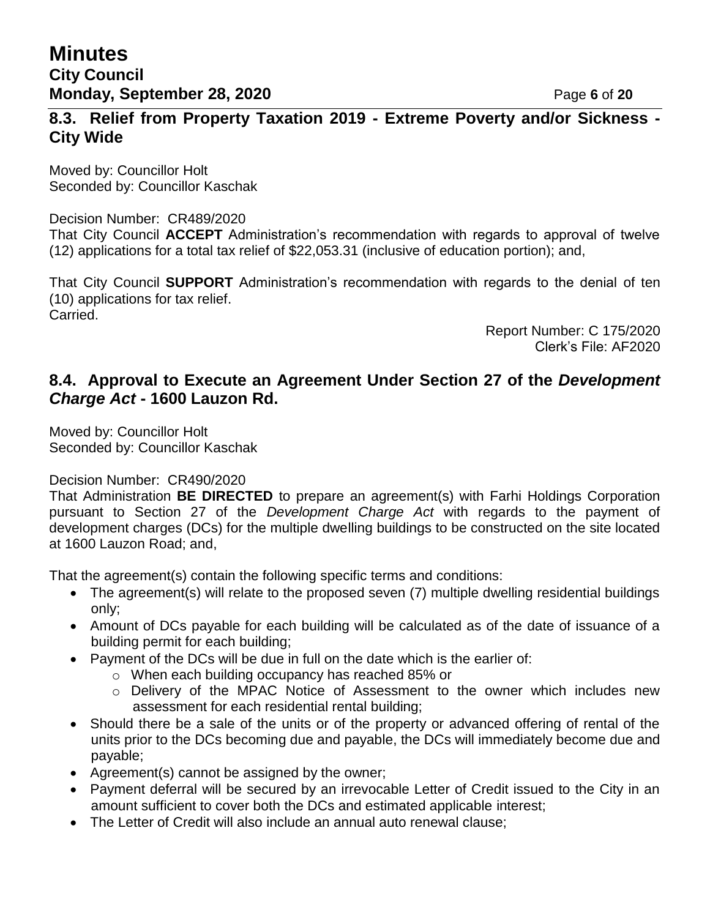### 8.3. Relief from Property Taxation 2019 - Extreme Poverty and/or Sickness - City Wide

Moved by: Councillor Holt
Seconded by: Councillor Kaschak

Decision Number: CR489/2020
That City Council **ACCEPT** Administration's recommendation with regards to approval of twelve (12) applications for a total tax relief of $22,053.31 (inclusive of education portion); and,

That City Council **SUPPORT** Administration's recommendation with regards to the denial of ten (10) applications for tax relief.
Carried.

Report Number: C 175/2020
Clerk's File: AF2020

### 8.4. Approval to Execute an Agreement Under Section 27 of the *Development Charge Act* - 1600 Lauzon Rd.

Moved by: Councillor Holt
Seconded by: Councillor Kaschak

Decision Number: CR490/2020
That Administration **BE DIRECTED** to prepare an agreement(s) with Farhi Holdings Corporation pursuant to Section 27 of the *Development Charge Act* with regards to the payment of development charges (DCs) for the multiple dwelling buildings to be constructed on the site located at 1600 Lauzon Road; and,

That the agreement(s) contain the following specific terms and conditions:

- The agreement(s) will relate to the proposed seven (7) multiple dwelling residential buildings only;
- Amount of DCs payable for each building will be calculated as of the date of issuance of a building permit for each building;
- Payment of the DCs will be due in full on the date which is the earlier of:
  - When each building occupancy has reached 85% or
  - Delivery of the MPAC Notice of Assessment to the owner which includes new assessment for each residential rental building;
- Should there be a sale of the units or of the property or advanced offering of rental of the units prior to the DCs becoming due and payable, the DCs will immediately become due and payable;
- Agreement(s) cannot be assigned by the owner;
- Payment deferral will be secured by an irrevocable Letter of Credit issued to the City in an amount sufficient to cover both the DCs and estimated applicable interest;
- The Letter of Credit will also include an annual auto renewal clause;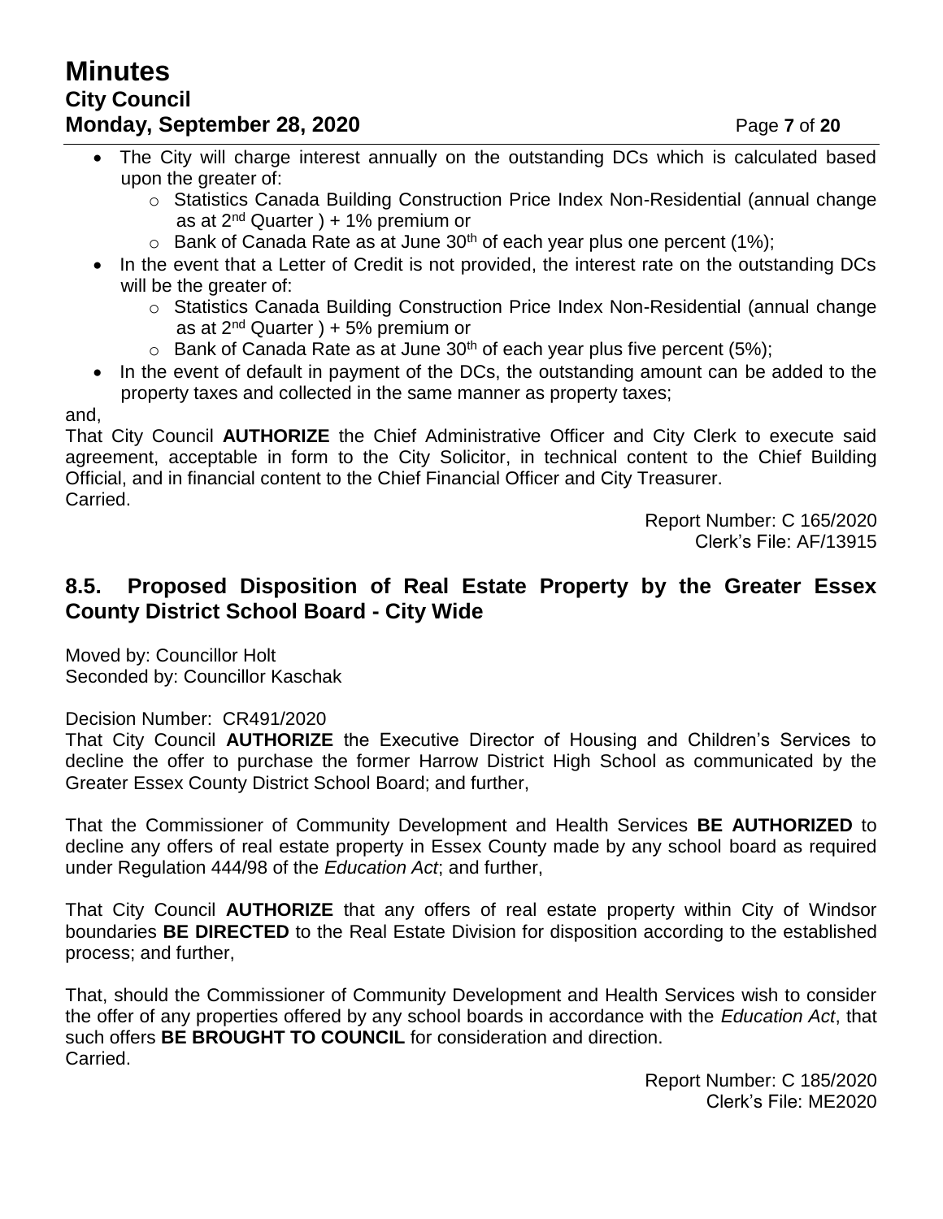- The City will charge interest annually on the outstanding DCs which is calculated based upon the greater of:
  - Statistics Canada Building Construction Price Index Non-Residential (annual change as at 2nd Quarter ) + 1% premium or
  - Bank of Canada Rate as at June 30th of each year plus one percent (1%);
- In the event that a Letter of Credit is not provided, the interest rate on the outstanding DCs will be the greater of:
  - Statistics Canada Building Construction Price Index Non-Residential (annual change as at 2nd Quarter ) + 5% premium or
  - Bank of Canada Rate as at June 30th of each year plus five percent (5%);
- In the event of default in payment of the DCs, the outstanding amount can be added to the property taxes and collected in the same manner as property taxes;

and,

That City Council **AUTHORIZE** the Chief Administrative Officer and City Clerk to execute said agreement, acceptable in form to the City Solicitor, in technical content to the Chief Building Official, and in financial content to the Chief Financial Officer and City Treasurer.
Carried.

Report Number: C 165/2020
Clerk's File: AF/13915

## 8.5. Proposed Disposition of Real Estate Property by the Greater Essex County District School Board - City Wide

Moved by: Councillor Holt
Seconded by: Councillor Kaschak

Decision Number: CR491/2020
That City Council **AUTHORIZE** the Executive Director of Housing and Children's Services to decline the offer to purchase the former Harrow District High School as communicated by the Greater Essex County District School Board; and further,

That the Commissioner of Community Development and Health Services **BE AUTHORIZED** to decline any offers of real estate property in Essex County made by any school board as required under Regulation 444/98 of the *Education Act*; and further,

That City Council **AUTHORIZE** that any offers of real estate property within City of Windsor boundaries **BE DIRECTED** to the Real Estate Division for disposition according to the established process; and further,

That, should the Commissioner of Community Development and Health Services wish to consider the offer of any properties offered by any school boards in accordance with the *Education Act*, that such offers **BE BROUGHT TO COUNCIL** for consideration and direction.
Carried.

Report Number: C 185/2020
Clerk's File: ME2020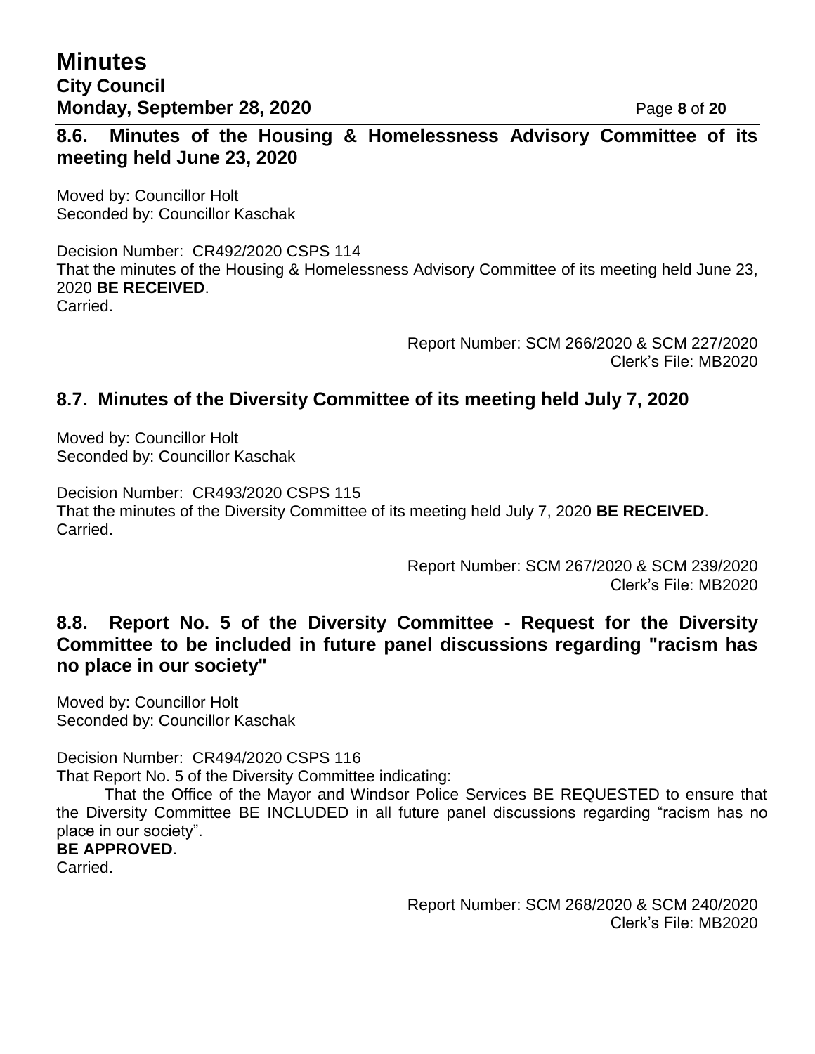### 8.6. Minutes of the Housing & Homelessness Advisory Committee of its meeting held June 23, 2020

Moved by: Councillor Holt
Seconded by: Councillor Kaschak

Decision Number: CR492/2020 CSPS 114
That the minutes of the Housing & Homelessness Advisory Committee of its meeting held June 23, 2020 **BE RECEIVED**.
Carried.

Report Number: SCM 266/2020 & SCM 227/2020
Clerk's File: MB2020

### 8.7. Minutes of the Diversity Committee of its meeting held July 7, 2020

Moved by: Councillor Holt
Seconded by: Councillor Kaschak

Decision Number: CR493/2020 CSPS 115
That the minutes of the Diversity Committee of its meeting held July 7, 2020 **BE RECEIVED**.
Carried.

Report Number: SCM 267/2020 & SCM 239/2020
Clerk's File: MB2020

### 8.8. Report No. 5 of the Diversity Committee - Request for the Diversity Committee to be included in future panel discussions regarding "racism has no place in our society"

Moved by: Councillor Holt
Seconded by: Councillor Kaschak

Decision Number: CR494/2020 CSPS 116
That Report No. 5 of the Diversity Committee indicating:

That the Office of the Mayor and Windsor Police Services BE REQUESTED to ensure that the Diversity Committee BE INCLUDED in all future panel discussions regarding "racism has no place in our society".

**BE APPROVED**.
Carried.

Report Number: SCM 268/2020 & SCM 240/2020
Clerk's File: MB2020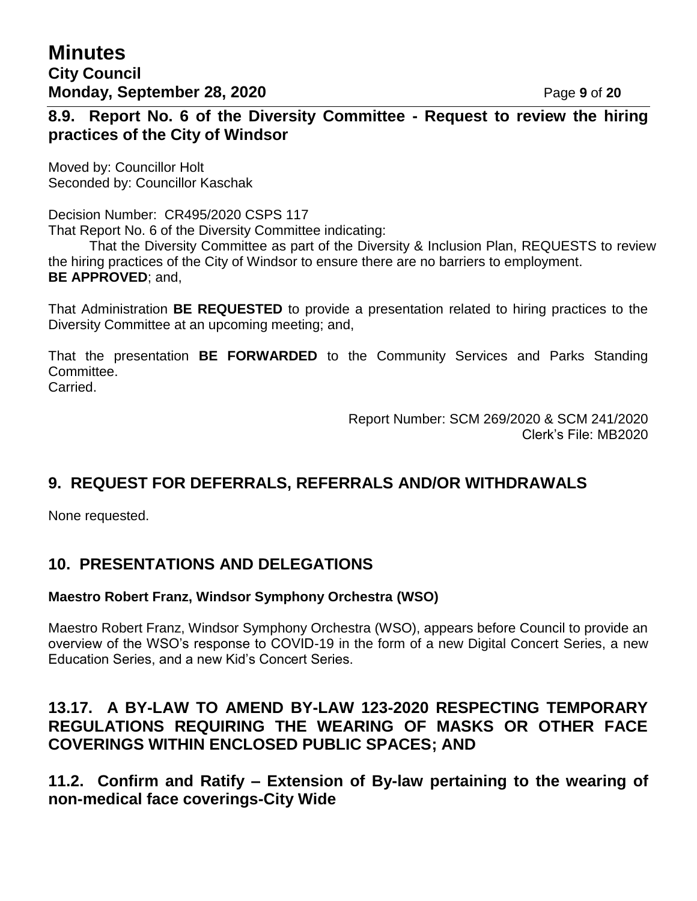## 8.9. Report No. 6 of the Diversity Committee - Request to review the hiring practices of the City of Windsor

Moved by: Councillor Holt
Seconded by: Councillor Kaschak

Decision Number: CR495/2020 CSPS 117
That Report No. 6 of the Diversity Committee indicating:
That the Diversity Committee as part of the Diversity & Inclusion Plan, REQUESTS to review the hiring practices of the City of Windsor to ensure there are no barriers to employment.
**BE APPROVED**; and,

That Administration **BE REQUESTED** to provide a presentation related to hiring practices to the Diversity Committee at an upcoming meeting; and,

That the presentation **BE FORWARDED** to the Community Services and Parks Standing Committee.
Carried.

Report Number: SCM 269/2020 & SCM 241/2020
Clerk's File: MB2020

## 9. REQUEST FOR DEFERRALS, REFERRALS AND/OR WITHDRAWALS

None requested.

## 10. PRESENTATIONS AND DELEGATIONS

**Maestro Robert Franz, Windsor Symphony Orchestra (WSO)**

Maestro Robert Franz, Windsor Symphony Orchestra (WSO), appears before Council to provide an overview of the WSO's response to COVID-19 in the form of a new Digital Concert Series, a new Education Series, and a new Kid's Concert Series.

## 13.17. A BY-LAW TO AMEND BY-LAW 123-2020 RESPECTING TEMPORARY REGULATIONS REQUIRING THE WEARING OF MASKS OR OTHER FACE COVERINGS WITHIN ENCLOSED PUBLIC SPACES; AND

## 11.2. Confirm and Ratify – Extension of By-law pertaining to the wearing of non-medical face coverings-City Wide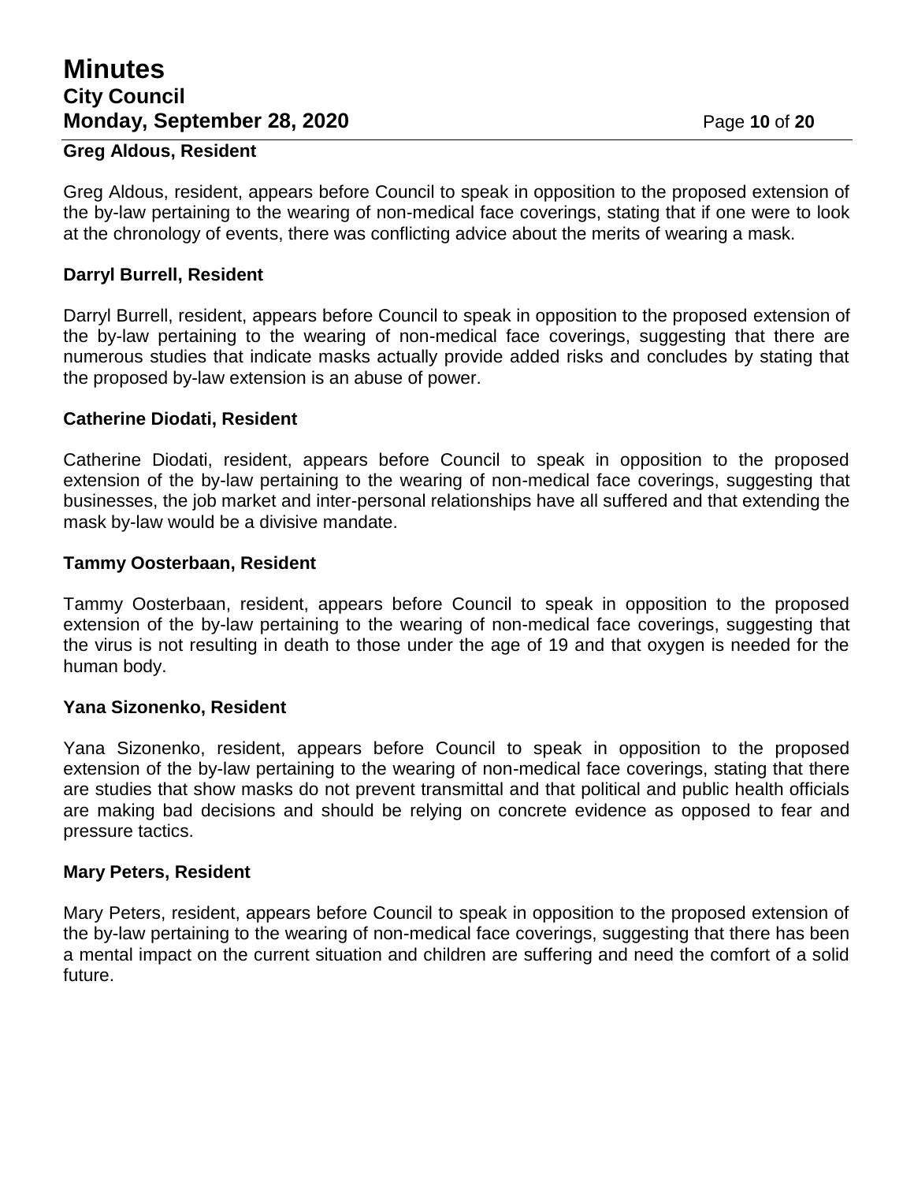### Greg Aldous, Resident

Greg Aldous, resident, appears before Council to speak in opposition to the proposed extension of the by-law pertaining to the wearing of non-medical face coverings, stating that if one were to look at the chronology of events, there was conflicting advice about the merits of wearing a mask.

### Darryl Burrell, Resident

Darryl Burrell, resident, appears before Council to speak in opposition to the proposed extension of the by-law pertaining to the wearing of non-medical face coverings, suggesting that there are numerous studies that indicate masks actually provide added risks and concludes by stating that the proposed by-law extension is an abuse of power.

### Catherine Diodati, Resident

Catherine Diodati, resident, appears before Council to speak in opposition to the proposed extension of the by-law pertaining to the wearing of non-medical face coverings, suggesting that businesses, the job market and inter-personal relationships have all suffered and that extending the mask by-law would be a divisive mandate.

### Tammy Oosterbaan, Resident

Tammy Oosterbaan, resident, appears before Council to speak in opposition to the proposed extension of the by-law pertaining to the wearing of non-medical face coverings, suggesting that the virus is not resulting in death to those under the age of 19 and that oxygen is needed for the human body.

### Yana Sizonenko, Resident

Yana Sizonenko, resident, appears before Council to speak in opposition to the proposed extension of the by-law pertaining to the wearing of non-medical face coverings, stating that there are studies that show masks do not prevent transmittal and that political and public health officials are making bad decisions and should be relying on concrete evidence as opposed to fear and pressure tactics.

### Mary Peters, Resident

Mary Peters, resident, appears before Council to speak in opposition to the proposed extension of the by-law pertaining to the wearing of non-medical face coverings, suggesting that there has been a mental impact on the current situation and children are suffering and need the comfort of a solid future.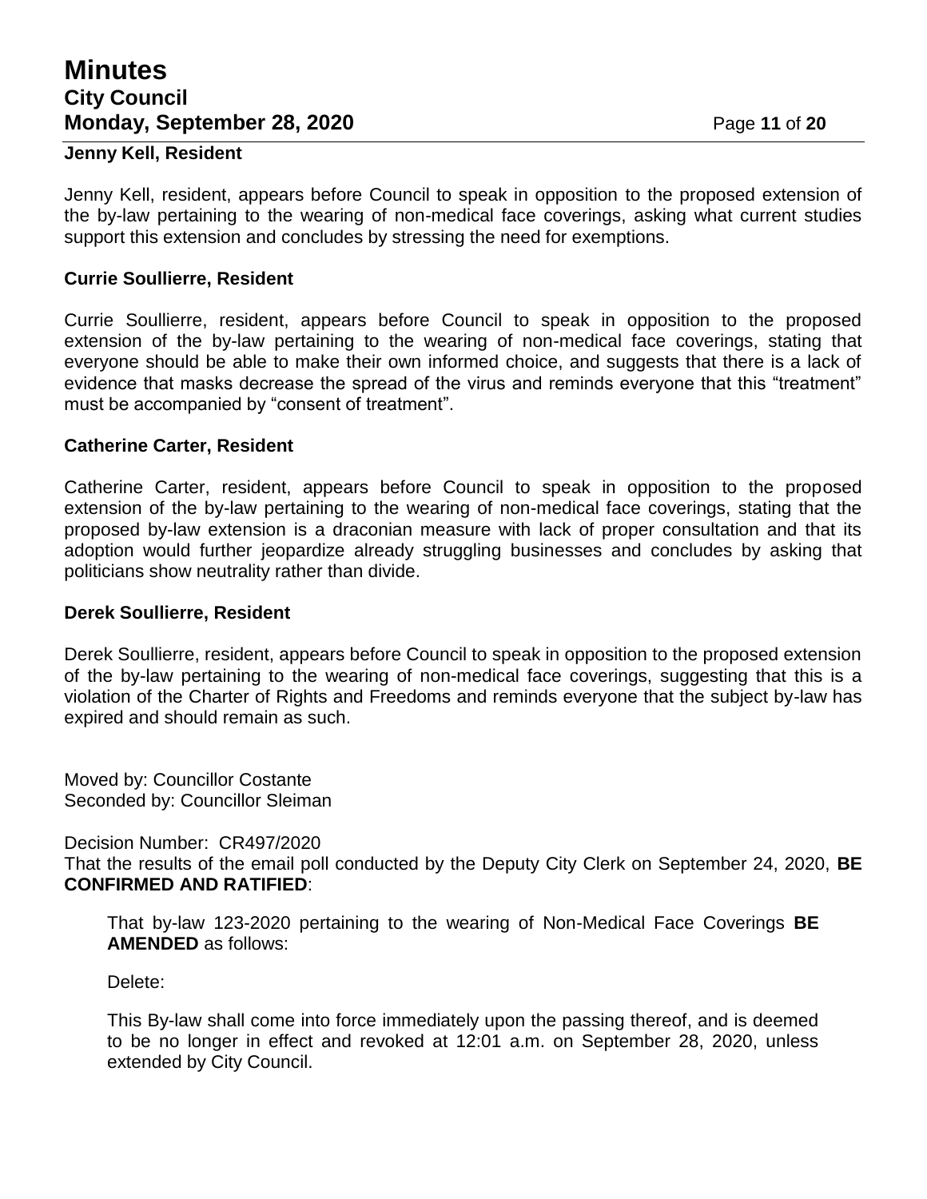**Jenny Kell, Resident**

Jenny Kell, resident, appears before Council to speak in opposition to the proposed extension of the by-law pertaining to the wearing of non-medical face coverings, asking what current studies support this extension and concludes by stressing the need for exemptions.

**Currie Soullierre, Resident**

Currie Soullierre, resident, appears before Council to speak in opposition to the proposed extension of the by-law pertaining to the wearing of non-medical face coverings, stating that everyone should be able to make their own informed choice, and suggests that there is a lack of evidence that masks decrease the spread of the virus and reminds everyone that this "treatment" must be accompanied by "consent of treatment".

**Catherine Carter, Resident**

Catherine Carter, resident, appears before Council to speak in opposition to the proposed extension of the by-law pertaining to the wearing of non-medical face coverings, stating that the proposed by-law extension is a draconian measure with lack of proper consultation and that its adoption would further jeopardize already struggling businesses and concludes by asking that politicians show neutrality rather than divide.

**Derek Soullierre, Resident**

Derek Soullierre, resident, appears before Council to speak in opposition to the proposed extension of the by-law pertaining to the wearing of non-medical face coverings, suggesting that this is a violation of the Charter of Rights and Freedoms and reminds everyone that the subject by-law has expired and should remain as such.

Moved by: Councillor Costante
Seconded by: Councillor Sleiman

Decision Number: CR497/2020
That the results of the email poll conducted by the Deputy City Clerk on September 24, 2020, **BE CONFIRMED AND RATIFIED**:

> That by-law 123-2020 pertaining to the wearing of Non-Medical Face Coverings **BE AMENDED** as follows:
>
> Delete:
>
> This By-law shall come into force immediately upon the passing thereof, and is deemed to be no longer in effect and revoked at 12:01 a.m. on September 28, 2020, unless extended by City Council.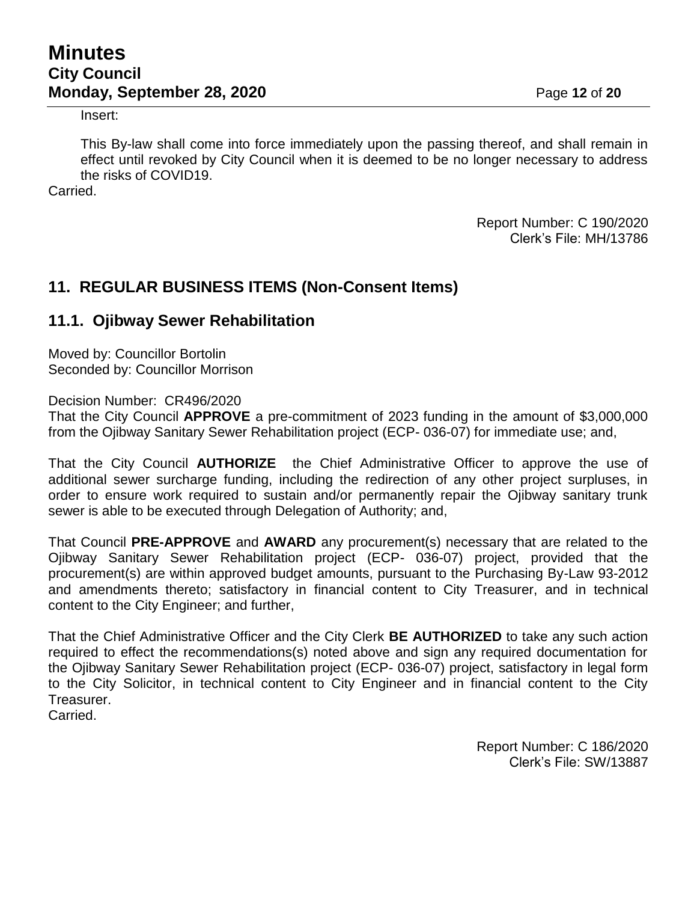Insert:

This By-law shall come into force immediately upon the passing thereof, and shall remain in effect until revoked by City Council when it is deemed to be no longer necessary to address the risks of COVID19.

Carried.

Report Number: C 190/2020
Clerk's File: MH/13786

## 11. REGULAR BUSINESS ITEMS (Non-Consent Items)

### 11.1. Ojibway Sewer Rehabilitation

Moved by: Councillor Bortolin
Seconded by: Councillor Morrison

Decision Number: CR496/2020
That the City Council **APPROVE** a pre-commitment of 2023 funding in the amount of $3,000,000 from the Ojibway Sanitary Sewer Rehabilitation project (ECP- 036-07) for immediate use; and,

That the City Council **AUTHORIZE** the Chief Administrative Officer to approve the use of additional sewer surcharge funding, including the redirection of any other project surpluses, in order to ensure work required to sustain and/or permanently repair the Ojibway sanitary trunk sewer is able to be executed through Delegation of Authority; and,

That Council **PRE-APPROVE** and **AWARD** any procurement(s) necessary that are related to the Ojibway Sanitary Sewer Rehabilitation project (ECP- 036-07) project, provided that the procurement(s) are within approved budget amounts, pursuant to the Purchasing By-Law 93-2012 and amendments thereto; satisfactory in financial content to City Treasurer, and in technical content to the City Engineer; and further,

That the Chief Administrative Officer and the City Clerk **BE AUTHORIZED** to take any such action required to effect the recommendations(s) noted above and sign any required documentation for the Ojibway Sanitary Sewer Rehabilitation project (ECP- 036-07) project, satisfactory in legal form to the City Solicitor, in technical content to City Engineer and in financial content to the City Treasurer.

Carried.

Report Number: C 186/2020
Clerk's File: SW/13887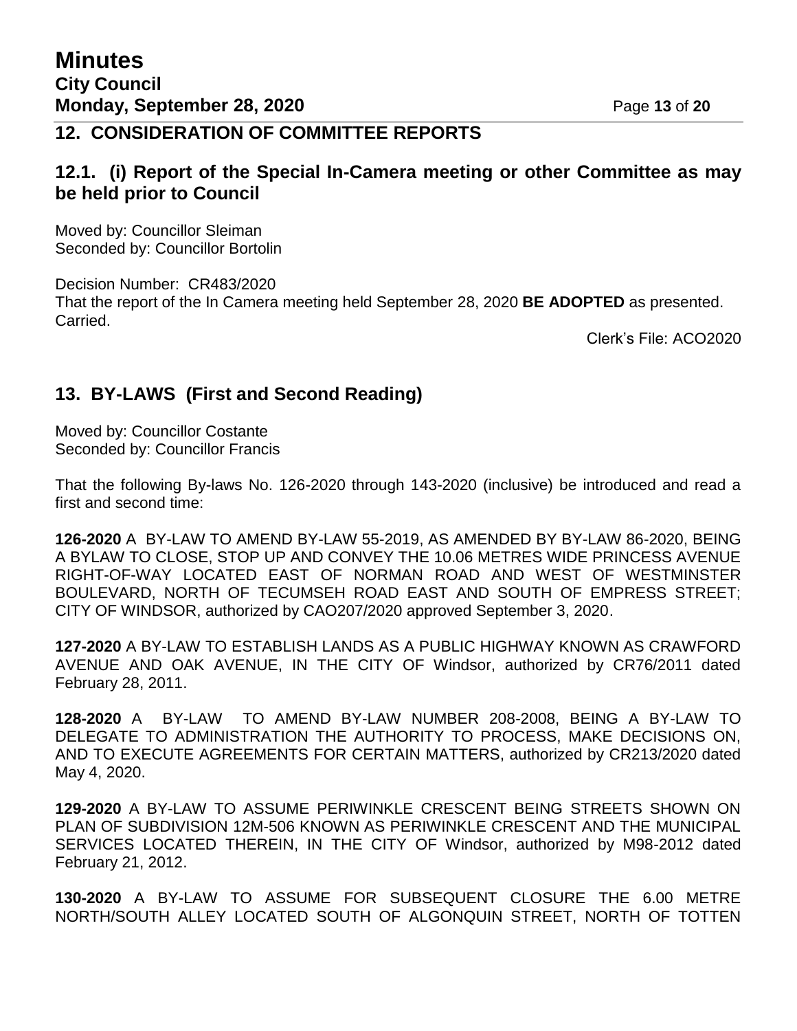## 12. CONSIDERATION OF COMMITTEE REPORTS

### 12.1. (i) Report of the Special In-Camera meeting or other Committee as may be held prior to Council

Moved by: Councillor Sleiman
Seconded by: Councillor Bortolin

Decision Number: CR483/2020
That the report of the In Camera meeting held September 28, 2020 **BE ADOPTED** as presented.
Carried.

Clerk's File: ACO2020

## 13. BY-LAWS (First and Second Reading)

Moved by: Councillor Costante
Seconded by: Councillor Francis

That the following By-laws No. 126-2020 through 143-2020 (inclusive) be introduced and read a first and second time:

**126-2020** A BY-LAW TO AMEND BY-LAW 55-2019, AS AMENDED BY BY-LAW 86-2020, BEING A BYLAW TO CLOSE, STOP UP AND CONVEY THE 10.06 METRES WIDE PRINCESS AVENUE RIGHT-OF-WAY LOCATED EAST OF NORMAN ROAD AND WEST OF WESTMINSTER BOULEVARD, NORTH OF TECUMSEH ROAD EAST AND SOUTH OF EMPRESS STREET; CITY OF WINDSOR, authorized by CAO207/2020 approved September 3, 2020.

**127-2020** A BY-LAW TO ESTABLISH LANDS AS A PUBLIC HIGHWAY KNOWN AS CRAWFORD AVENUE AND OAK AVENUE, IN THE CITY OF Windsor, authorized by CR76/2011 dated February 28, 2011.

**128-2020** A BY-LAW TO AMEND BY-LAW NUMBER 208-2008, BEING A BY-LAW TO DELEGATE TO ADMINISTRATION THE AUTHORITY TO PROCESS, MAKE DECISIONS ON, AND TO EXECUTE AGREEMENTS FOR CERTAIN MATTERS, authorized by CR213/2020 dated May 4, 2020.

**129-2020** A BY-LAW TO ASSUME PERIWINKLE CRESCENT BEING STREETS SHOWN ON PLAN OF SUBDIVISION 12M-506 KNOWN AS PERIWINKLE CRESCENT AND THE MUNICIPAL SERVICES LOCATED THEREIN, IN THE CITY OF Windsor, authorized by M98-2012 dated February 21, 2012.

**130-2020** A BY-LAW TO ASSUME FOR SUBSEQUENT CLOSURE THE 6.00 METRE NORTH/SOUTH ALLEY LOCATED SOUTH OF ALGONQUIN STREET, NORTH OF TOTTEN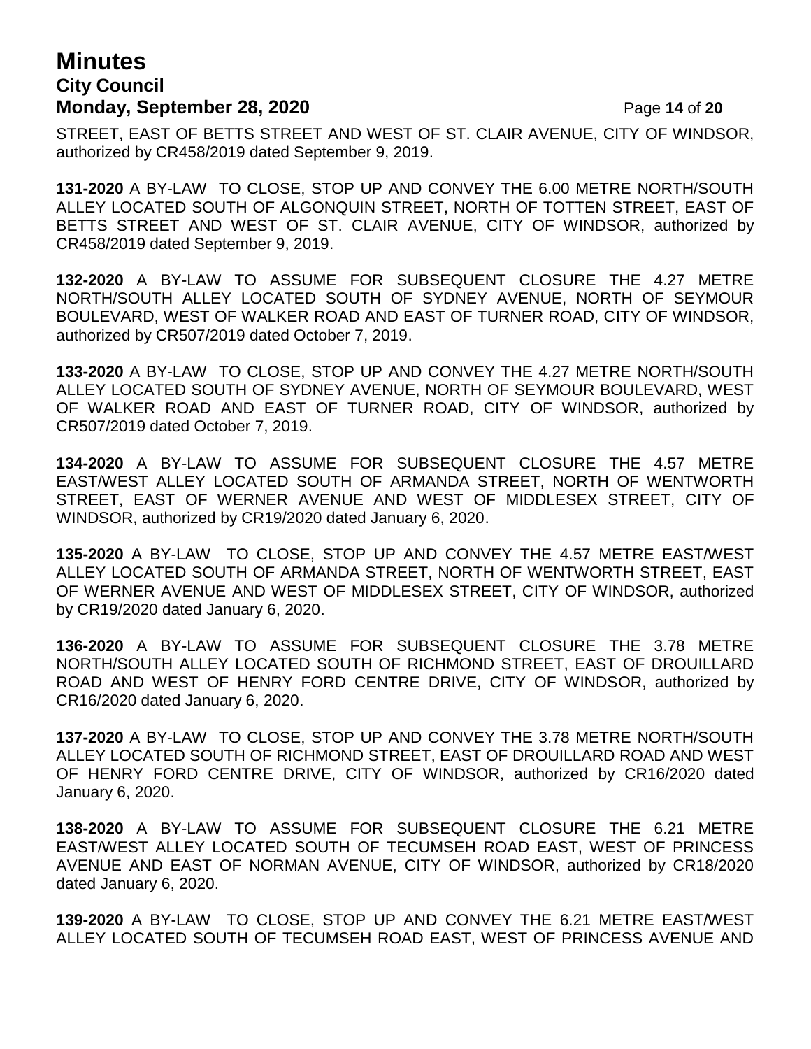STREET, EAST OF BETTS STREET AND WEST OF ST. CLAIR AVENUE, CITY OF WINDSOR, authorized by CR458/2019 dated September 9, 2019.

**131-2020** A BY-LAW TO CLOSE, STOP UP AND CONVEY THE 6.00 METRE NORTH/SOUTH ALLEY LOCATED SOUTH OF ALGONQUIN STREET, NORTH OF TOTTEN STREET, EAST OF BETTS STREET AND WEST OF ST. CLAIR AVENUE, CITY OF WINDSOR, authorized by CR458/2019 dated September 9, 2019.

**132-2020** A BY-LAW TO ASSUME FOR SUBSEQUENT CLOSURE THE 4.27 METRE NORTH/SOUTH ALLEY LOCATED SOUTH OF SYDNEY AVENUE, NORTH OF SEYMOUR BOULEVARD, WEST OF WALKER ROAD AND EAST OF TURNER ROAD, CITY OF WINDSOR, authorized by CR507/2019 dated October 7, 2019.

**133-2020** A BY-LAW TO CLOSE, STOP UP AND CONVEY THE 4.27 METRE NORTH/SOUTH ALLEY LOCATED SOUTH OF SYDNEY AVENUE, NORTH OF SEYMOUR BOULEVARD, WEST OF WALKER ROAD AND EAST OF TURNER ROAD, CITY OF WINDSOR, authorized by CR507/2019 dated October 7, 2019.

**134-2020** A BY-LAW TO ASSUME FOR SUBSEQUENT CLOSURE THE 4.57 METRE EAST/WEST ALLEY LOCATED SOUTH OF ARMANDA STREET, NORTH OF WENTWORTH STREET, EAST OF WERNER AVENUE AND WEST OF MIDDLESEX STREET, CITY OF WINDSOR, authorized by CR19/2020 dated January 6, 2020.

**135-2020** A BY-LAW TO CLOSE, STOP UP AND CONVEY THE 4.57 METRE EAST/WEST ALLEY LOCATED SOUTH OF ARMANDA STREET, NORTH OF WENTWORTH STREET, EAST OF WERNER AVENUE AND WEST OF MIDDLESEX STREET, CITY OF WINDSOR, authorized by CR19/2020 dated January 6, 2020.

**136-2020** A BY-LAW TO ASSUME FOR SUBSEQUENT CLOSURE THE 3.78 METRE NORTH/SOUTH ALLEY LOCATED SOUTH OF RICHMOND STREET, EAST OF DROUILLARD ROAD AND WEST OF HENRY FORD CENTRE DRIVE, CITY OF WINDSOR, authorized by CR16/2020 dated January 6, 2020.

**137-2020** A BY-LAW TO CLOSE, STOP UP AND CONVEY THE 3.78 METRE NORTH/SOUTH ALLEY LOCATED SOUTH OF RICHMOND STREET, EAST OF DROUILLARD ROAD AND WEST OF HENRY FORD CENTRE DRIVE, CITY OF WINDSOR, authorized by CR16/2020 dated January 6, 2020.

**138-2020** A BY-LAW TO ASSUME FOR SUBSEQUENT CLOSURE THE 6.21 METRE EAST/WEST ALLEY LOCATED SOUTH OF TECUMSEH ROAD EAST, WEST OF PRINCESS AVENUE AND EAST OF NORMAN AVENUE, CITY OF WINDSOR, authorized by CR18/2020 dated January 6, 2020.

**139-2020** A BY-LAW TO CLOSE, STOP UP AND CONVEY THE 6.21 METRE EAST/WEST ALLEY LOCATED SOUTH OF TECUMSEH ROAD EAST, WEST OF PRINCESS AVENUE AND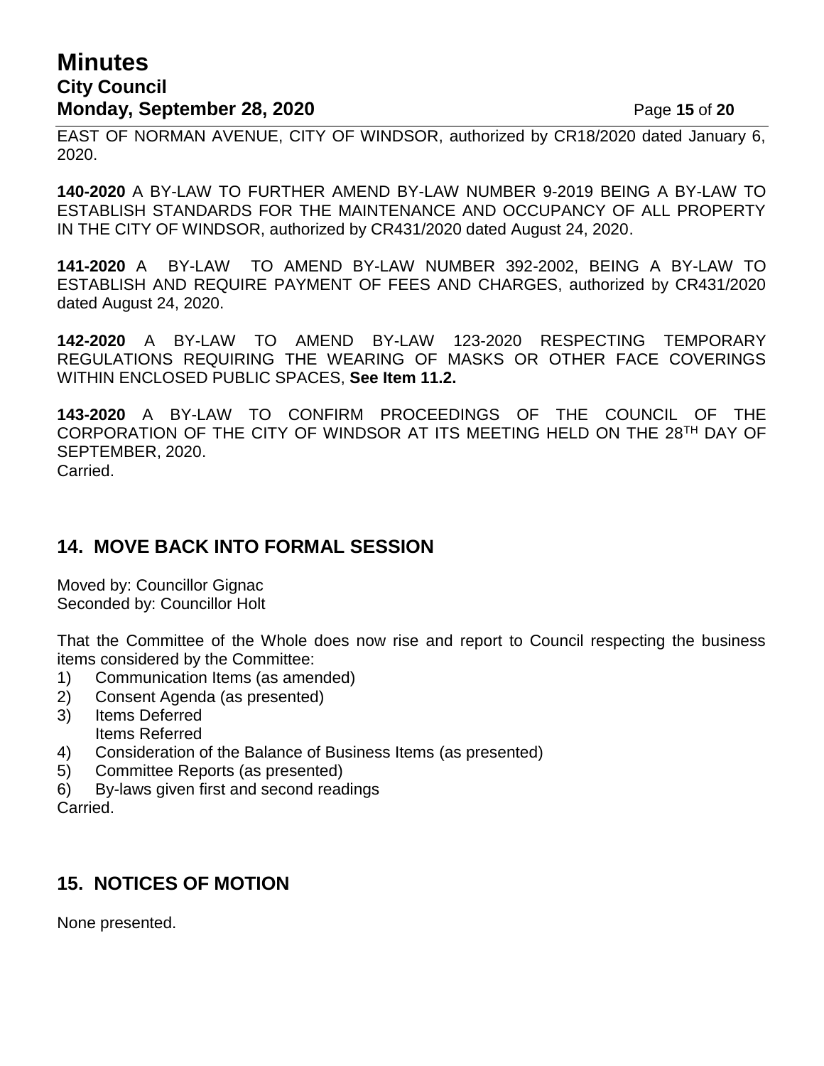EAST OF NORMAN AVENUE, CITY OF WINDSOR, authorized by CR18/2020 dated January 6, 2020.

**140-2020** A BY-LAW TO FURTHER AMEND BY-LAW NUMBER 9-2019 BEING A BY-LAW TO ESTABLISH STANDARDS FOR THE MAINTENANCE AND OCCUPANCY OF ALL PROPERTY IN THE CITY OF WINDSOR, authorized by CR431/2020 dated August 24, 2020.

**141-2020** A BY-LAW TO AMEND BY-LAW NUMBER 392-2002, BEING A BY-LAW TO ESTABLISH AND REQUIRE PAYMENT OF FEES AND CHARGES, authorized by CR431/2020 dated August 24, 2020.

**142-2020** A BY-LAW TO AMEND BY-LAW 123-2020 RESPECTING TEMPORARY REGULATIONS REQUIRING THE WEARING OF MASKS OR OTHER FACE COVERINGS WITHIN ENCLOSED PUBLIC SPACES, **See Item 11.2.**

**143-2020** A BY-LAW TO CONFIRM PROCEEDINGS OF THE COUNCIL OF THE CORPORATION OF THE CITY OF WINDSOR AT ITS MEETING HELD ON THE 28TH DAY OF SEPTEMBER, 2020.
Carried.

## 14. MOVE BACK INTO FORMAL SESSION

Moved by: Councillor Gignac
Seconded by: Councillor Holt

That the Committee of the Whole does now rise and report to Council respecting the business items considered by the Committee:

1) Communication Items (as amended)
2) Consent Agenda (as presented)
3) Items Deferred
   Items Referred
4) Consideration of the Balance of Business Items (as presented)
5) Committee Reports (as presented)
6) By-laws given first and second readings

Carried.

## 15. NOTICES OF MOTION

None presented.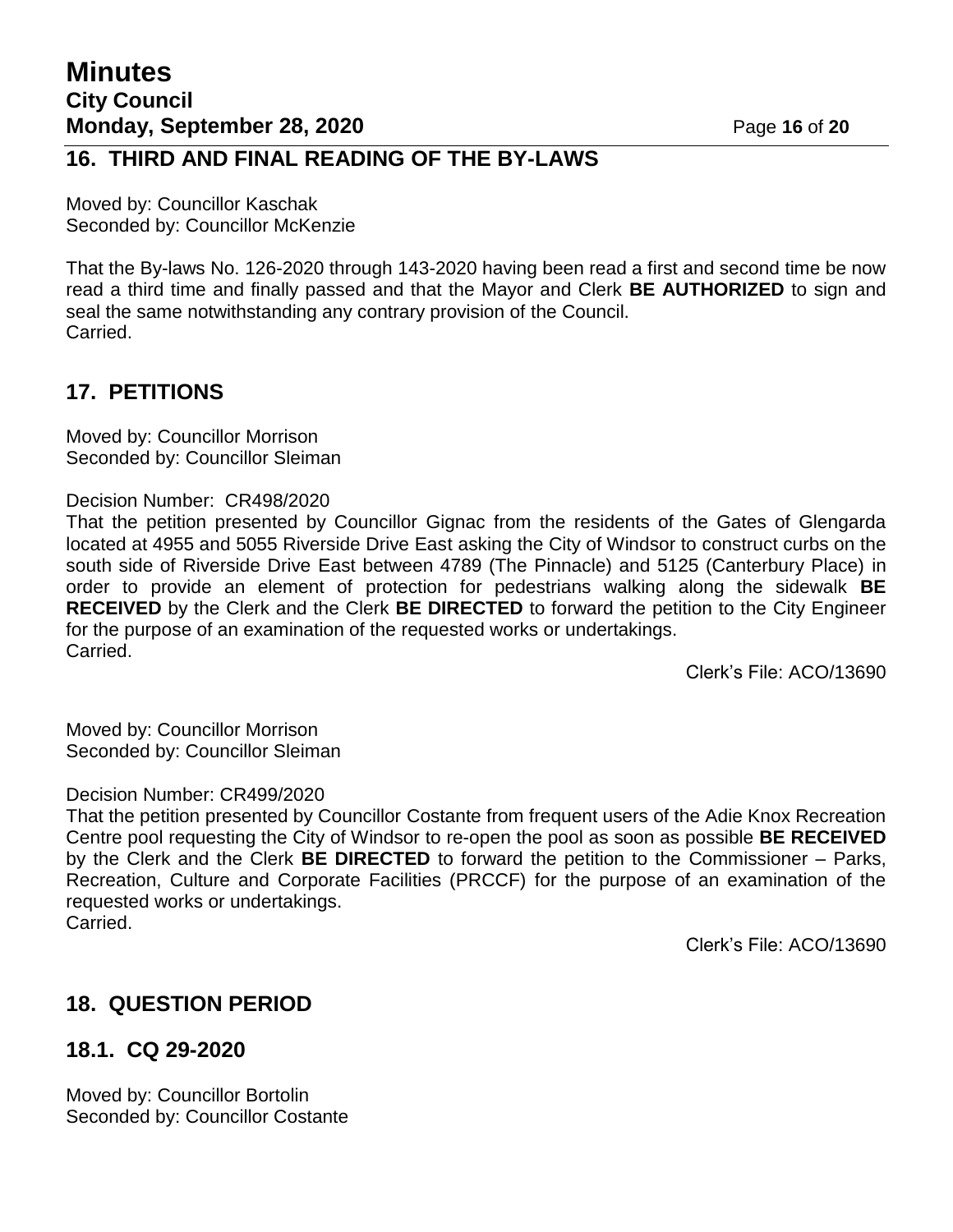## 16. THIRD AND FINAL READING OF THE BY-LAWS

Moved by: Councillor Kaschak
Seconded by: Councillor McKenzie

That the By-laws No. 126-2020 through 143-2020 having been read a first and second time be now read a third time and finally passed and that the Mayor and Clerk **BE AUTHORIZED** to sign and seal the same notwithstanding any contrary provision of the Council.
Carried.

## 17. PETITIONS

Moved by: Councillor Morrison
Seconded by: Councillor Sleiman

Decision Number: CR498/2020
That the petition presented by Councillor Gignac from the residents of the Gates of Glengarda located at 4955 and 5055 Riverside Drive East asking the City of Windsor to construct curbs on the south side of Riverside Drive East between 4789 (The Pinnacle) and 5125 (Canterbury Place) in order to provide an element of protection for pedestrians walking along the sidewalk **BE RECEIVED** by the Clerk and the Clerk **BE DIRECTED** to forward the petition to the City Engineer for the purpose of an examination of the requested works or undertakings.
Carried.

Clerk's File: ACO/13690

Moved by: Councillor Morrison
Seconded by: Councillor Sleiman

Decision Number: CR499/2020
That the petition presented by Councillor Costante from frequent users of the Adie Knox Recreation Centre pool requesting the City of Windsor to re-open the pool as soon as possible **BE RECEIVED** by the Clerk and the Clerk **BE DIRECTED** to forward the petition to the Commissioner – Parks, Recreation, Culture and Corporate Facilities (PRCCF) for the purpose of an examination of the requested works or undertakings.
Carried.

Clerk's File: ACO/13690

## 18. QUESTION PERIOD

### 18.1. CQ 29-2020

Moved by: Councillor Bortolin
Seconded by: Councillor Costante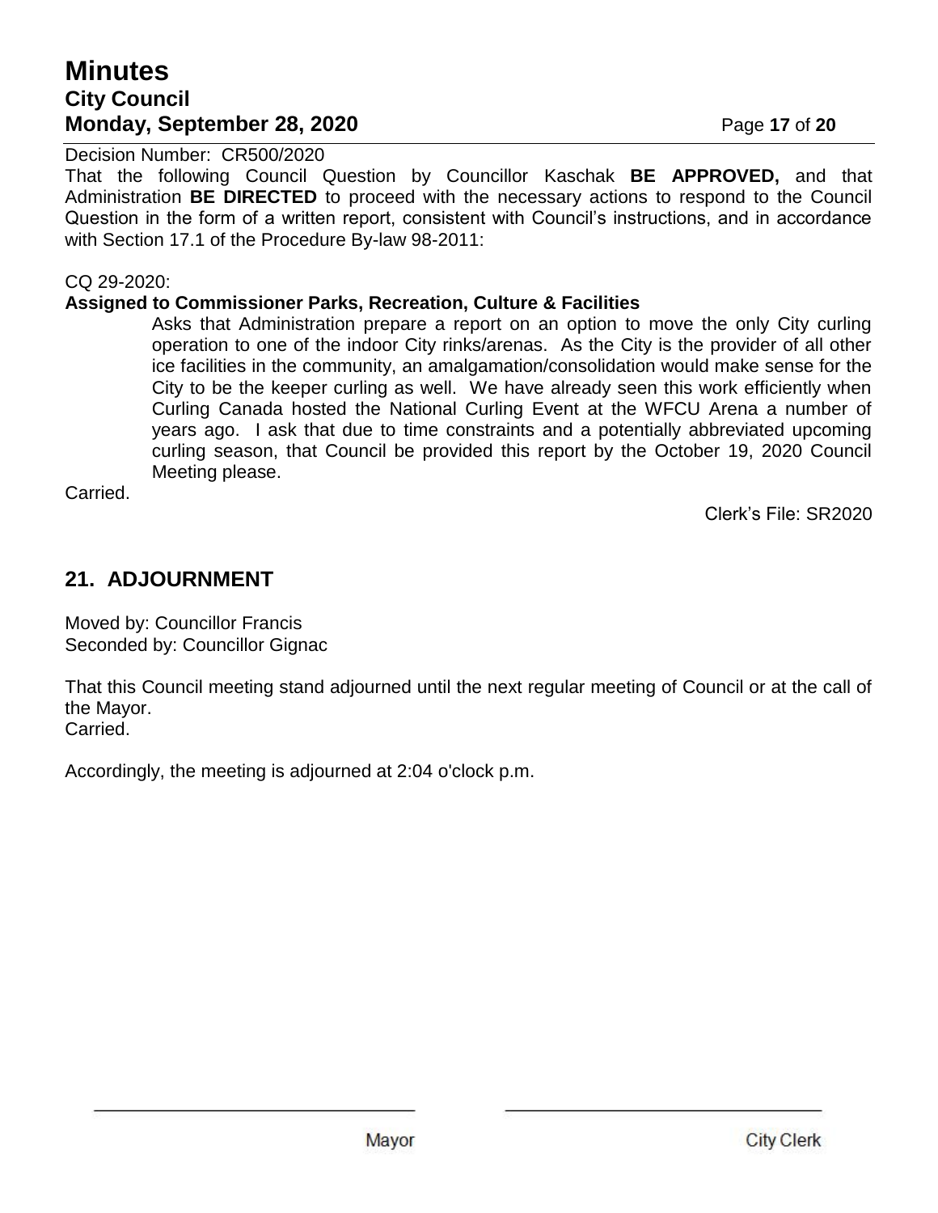Decision Number: CR500/2020

That the following Council Question by Councillor Kaschak **BE APPROVED,** and that Administration **BE DIRECTED** to proceed with the necessary actions to respond to the Council Question in the form of a written report, consistent with Council's instructions, and in accordance with Section 17.1 of the Procedure By-law 98-2011:

CQ 29-2020:

**Assigned to Commissioner Parks, Recreation, Culture & Facilities**

> Asks that Administration prepare a report on an option to move the only City curling operation to one of the indoor City rinks/arenas. As the City is the provider of all other ice facilities in the community, an amalgamation/consolidation would make sense for the City to be the keeper curling as well. We have already seen this work efficiently when Curling Canada hosted the National Curling Event at the WFCU Arena a number of years ago. I ask that due to time constraints and a potentially abbreviated upcoming curling season, that Council be provided this report by the October 19, 2020 Council Meeting please.

Carried.

Clerk's File: SR2020

## 21. ADJOURNMENT

Moved by: Councillor Francis
Seconded by: Councillor Gignac

That this Council meeting stand adjourned until the next regular meeting of Council or at the call of the Mayor.
Carried.

Accordingly, the meeting is adjourned at 2:04 o'clock p.m.

Mayor

City Clerk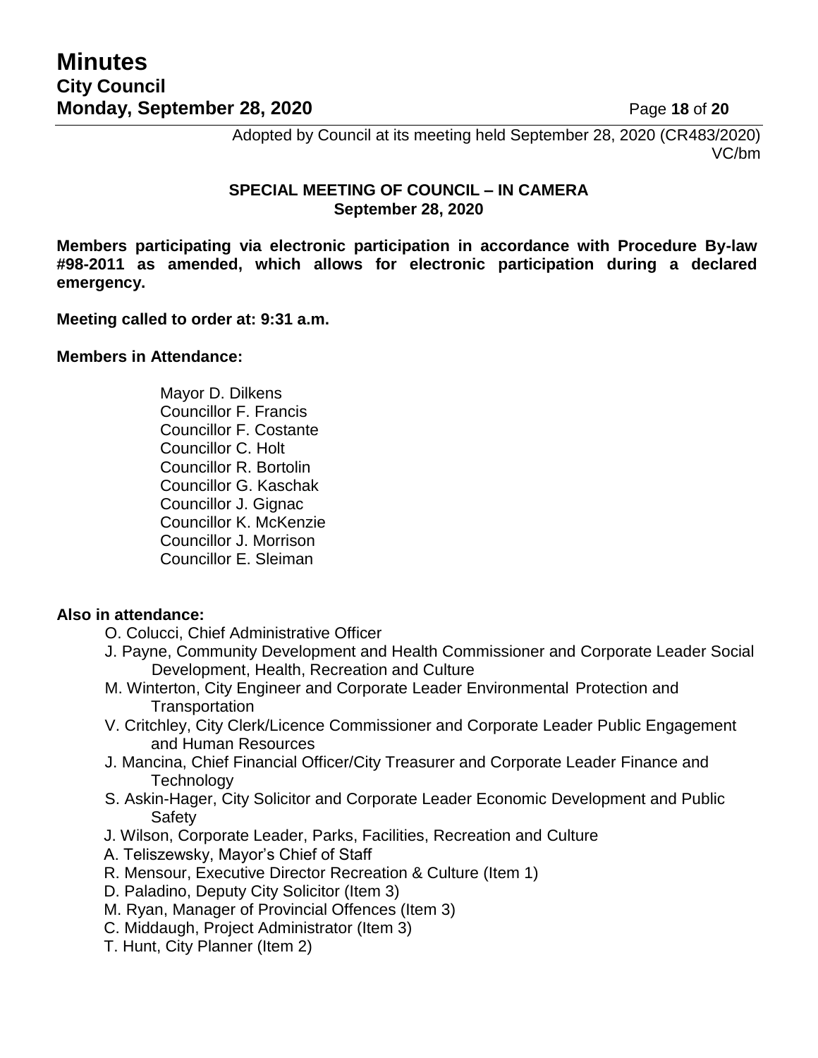Adopted by Council at its meeting held September 28, 2020 (CR483/2020)
VC/bm

**SPECIAL MEETING OF COUNCIL – IN CAMERA**
**September 28, 2020**

**Members participating via electronic participation in accordance with Procedure By-law #98-2011 as amended, which allows for electronic participation during a declared emergency.**

**Meeting called to order at: 9:31 a.m.**

**Members in Attendance:**

Mayor D. Dilkens
Councillor F. Francis
Councillor F. Costante
Councillor C. Holt
Councillor R. Bortolin
Councillor G. Kaschak
Councillor J. Gignac
Councillor K. McKenzie
Councillor J. Morrison
Councillor E. Sleiman

**Also in attendance:**

- O. Colucci, Chief Administrative Officer
- J. Payne, Community Development and Health Commissioner and Corporate Leader Social Development, Health, Recreation and Culture
- M. Winterton, City Engineer and Corporate Leader Environmental Protection and Transportation
- V. Critchley, City Clerk/Licence Commissioner and Corporate Leader Public Engagement and Human Resources
- J. Mancina, Chief Financial Officer/City Treasurer and Corporate Leader Finance and Technology
- S. Askin-Hager, City Solicitor and Corporate Leader Economic Development and Public Safety
- J. Wilson, Corporate Leader, Parks, Facilities, Recreation and Culture
- A. Teliszewsky, Mayor's Chief of Staff
- R. Mensour, Executive Director Recreation & Culture (Item 1)
- D. Paladino, Deputy City Solicitor (Item 3)
- M. Ryan, Manager of Provincial Offences (Item 3)
- C. Middaugh, Project Administrator (Item 3)
- T. Hunt, City Planner (Item 2)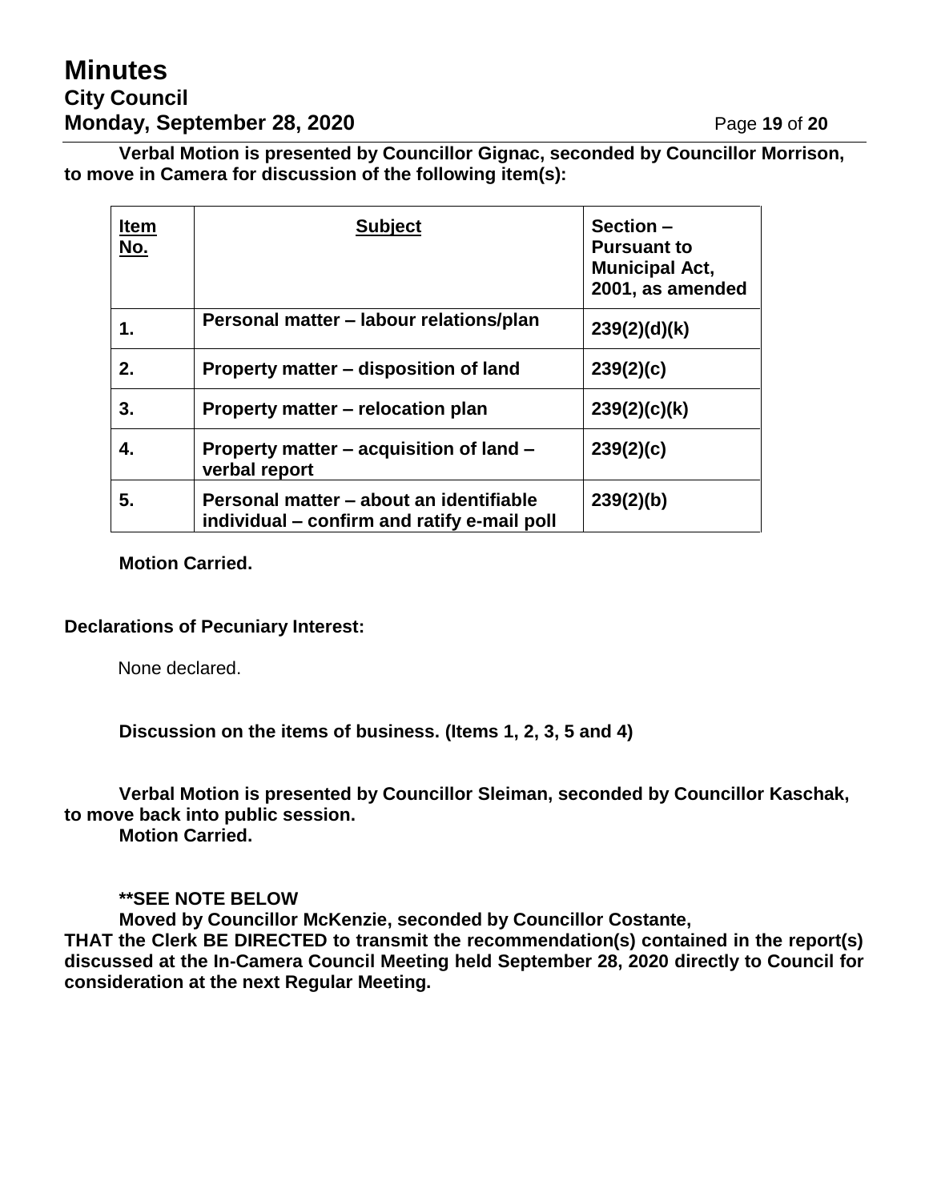**Verbal Motion is presented by Councillor Gignac, seconded by Councillor Morrison, to move in Camera for discussion of the following item(s):**

| Item No. | Subject | Section – Pursuant to Municipal Act, 2001, as amended |
|---|---|---|
| **1.** | **Personal matter – labour relations/plan** | **239(2)(d)(k)** |
| **2.** | **Property matter – disposition of land** | **239(2)(c)** |
| **3.** | **Property matter – relocation plan** | **239(2)(c)(k)** |
| **4.** | **Property matter – acquisition of land – verbal report** | **239(2)(c)** |
| **5.** | **Personal matter – about an identifiable individual – confirm and ratify e-mail poll** | **239(2)(b)** |

**Motion Carried.**

**Declarations of Pecuniary Interest:**

None declared.

**Discussion on the items of business. (Items 1, 2, 3, 5 and 4)**

**Verbal Motion is presented by Councillor Sleiman, seconded by Councillor Kaschak, to move back into public session.**
**Motion Carried.**

**\*\*SEE NOTE BELOW**
**Moved by Councillor McKenzie, seconded by Councillor Costante,**
**THAT the Clerk BE DIRECTED to transmit the recommendation(s) contained in the report(s) discussed at the In-Camera Council Meeting held September 28, 2020 directly to Council for consideration at the next Regular Meeting.**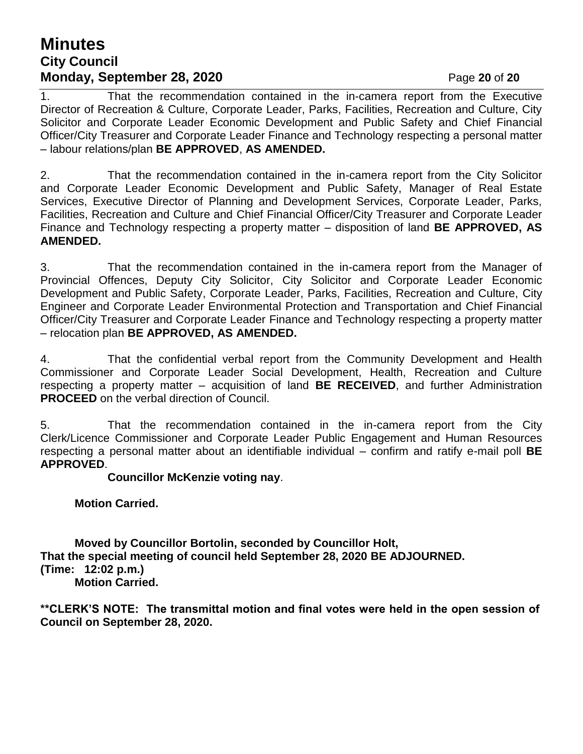1. That the recommendation contained in the in-camera report from the Executive Director of Recreation & Culture, Corporate Leader, Parks, Facilities, Recreation and Culture, City Solicitor and Corporate Leader Economic Development and Public Safety and Chief Financial Officer/City Treasurer and Corporate Leader Finance and Technology respecting a personal matter – labour relations/plan **BE APPROVED**, **AS AMENDED.**

2. That the recommendation contained in the in-camera report from the City Solicitor and Corporate Leader Economic Development and Public Safety, Manager of Real Estate Services, Executive Director of Planning and Development Services, Corporate Leader, Parks, Facilities, Recreation and Culture and Chief Financial Officer/City Treasurer and Corporate Leader Finance and Technology respecting a property matter – disposition of land **BE APPROVED, AS AMENDED.**

3. That the recommendation contained in the in-camera report from the Manager of Provincial Offences, Deputy City Solicitor, City Solicitor and Corporate Leader Economic Development and Public Safety, Corporate Leader, Parks, Facilities, Recreation and Culture, City Engineer and Corporate Leader Environmental Protection and Transportation and Chief Financial Officer/City Treasurer and Corporate Leader Finance and Technology respecting a property matter – relocation plan **BE APPROVED, AS AMENDED.**

4. That the confidential verbal report from the Community Development and Health Commissioner and Corporate Leader Social Development, Health, Recreation and Culture respecting a property matter – acquisition of land **BE RECEIVED**, and further Administration **PROCEED** on the verbal direction of Council.

5. That the recommendation contained in the in-camera report from the City Clerk/Licence Commissioner and Corporate Leader Public Engagement and Human Resources respecting a personal matter about an identifiable individual – confirm and ratify e-mail poll **BE APPROVED**.

**Councillor McKenzie voting nay**.

**Motion Carried.**

**Moved by Councillor Bortolin, seconded by Councillor Holt,**
**That the special meeting of council held September 28, 2020 BE ADJOURNED.**
**(Time: 12:02 p.m.)**
**Motion Carried.**

**\*\*CLERK'S NOTE: The transmittal motion and final votes were held in the open session of Council on September 28, 2020.**